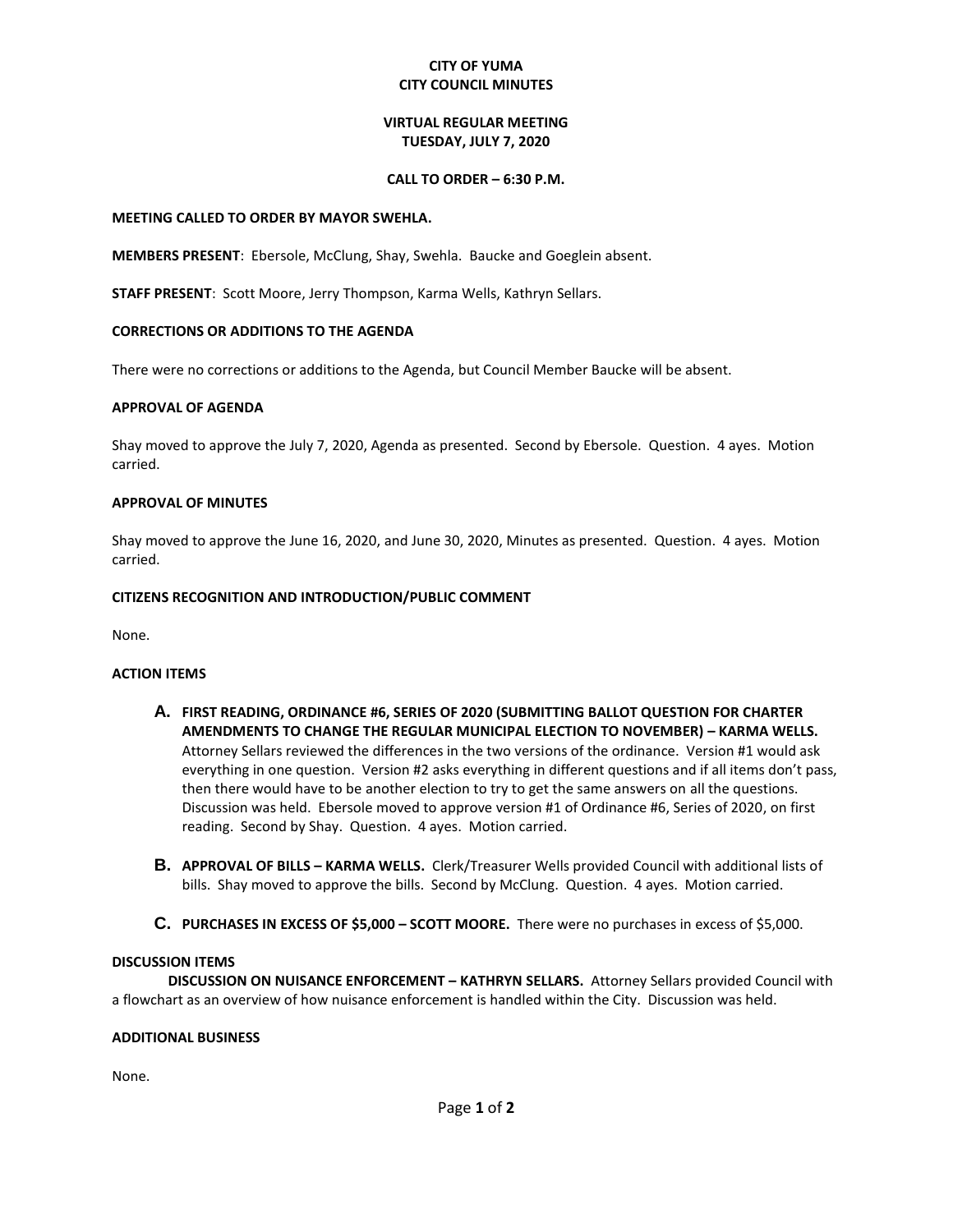**CITY OF YUMA**
**CITY COUNCIL MINUTES**

**VIRTUAL REGULAR MEETING**
**TUESDAY, JULY 7, 2020**

**CALL TO ORDER – 6:30 P.M.**

**MEETING CALLED TO ORDER BY MAYOR SWEHLA.**

**MEMBERS PRESENT**: Ebersole, McClung, Shay, Swehla. Baucke and Goeglein absent.

**STAFF PRESENT**: Scott Moore, Jerry Thompson, Karma Wells, Kathryn Sellars.

**CORRECTIONS OR ADDITIONS TO THE AGENDA**

There were no corrections or additions to the Agenda, but Council Member Baucke will be absent.

**APPROVAL OF AGENDA**

Shay moved to approve the July 7, 2020, Agenda as presented. Second by Ebersole. Question. 4 ayes. Motion carried.

**APPROVAL OF MINUTES**

Shay moved to approve the June 16, 2020, and June 30, 2020, Minutes as presented. Question. 4 ayes. Motion carried.

**CITIZENS RECOGNITION AND INTRODUCTION/PUBLIC COMMENT**

None.

**ACTION ITEMS**

**A. FIRST READING, ORDINANCE #6, SERIES OF 2020 (SUBMITTING BALLOT QUESTION FOR CHARTER AMENDMENTS TO CHANGE THE REGULAR MUNICIPAL ELECTION TO NOVEMBER) – KARMA WELLS.** Attorney Sellars reviewed the differences in the two versions of the ordinance. Version #1 would ask everything in one question. Version #2 asks everything in different questions and if all items don't pass, then there would have to be another election to try to get the same answers on all the questions. Discussion was held. Ebersole moved to approve version #1 of Ordinance #6, Series of 2020, on first reading. Second by Shay. Question. 4 ayes. Motion carried.

**B. APPROVAL OF BILLS – KARMA WELLS.** Clerk/Treasurer Wells provided Council with additional lists of bills. Shay moved to approve the bills. Second by McClung. Question. 4 ayes. Motion carried.

**C. PURCHASES IN EXCESS OF $5,000 – SCOTT MOORE.** There were no purchases in excess of $5,000.

**DISCUSSION ITEMS**

**DISCUSSION ON NUISANCE ENFORCEMENT – KATHRYN SELLARS.** Attorney Sellars provided Council with a flowchart as an overview of how nuisance enforcement is handled within the City. Discussion was held.

**ADDITIONAL BUSINESS**

None.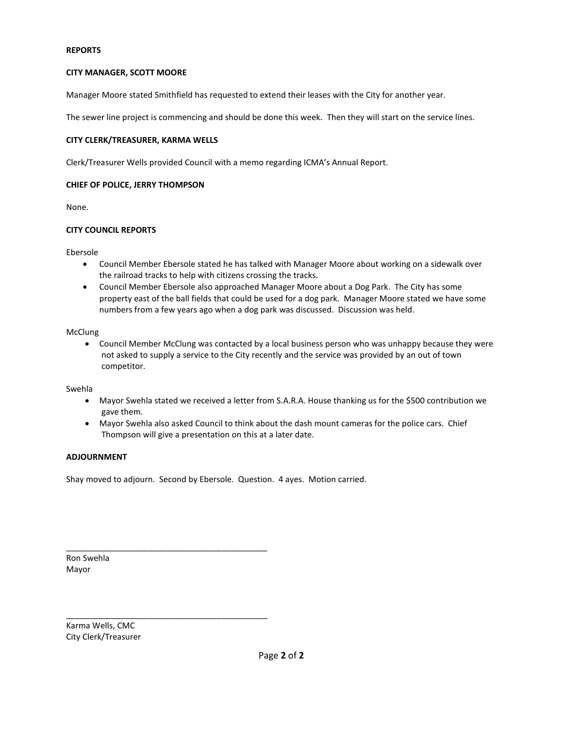**REPORTS**

**CITY MANAGER, SCOTT MOORE**

Manager Moore stated Smithfield has requested to extend their leases with the City for another year.

The sewer line project is commencing and should be done this week. Then they will start on the service lines.

**CITY CLERK/TREASURER, KARMA WELLS**

Clerk/Treasurer Wells provided Council with a memo regarding ICMA's Annual Report.

**CHIEF OF POLICE, JERRY THOMPSON**

None.

**CITY COUNCIL REPORTS**

Ebersole

- Council Member Ebersole stated he has talked with Manager Moore about working on a sidewalk over the railroad tracks to help with citizens crossing the tracks.
- Council Member Ebersole also approached Manager Moore about a Dog Park. The City has some property east of the ball fields that could be used for a dog park. Manager Moore stated we have some numbers from a few years ago when a dog park was discussed. Discussion was held.

McClung

- Council Member McClung was contacted by a local business person who was unhappy because they were not asked to supply a service to the City recently and the service was provided by an out of town competitor.

Swehla

- Mayor Swehla stated we received a letter from S.A.R.A. House thanking us for the $500 contribution we gave them.
- Mayor Swehla also asked Council to think about the dash mount cameras for the police cars. Chief Thompson will give a presentation on this at a later date.

**ADJOURNMENT**

Shay moved to adjourn. Second by Ebersole. Question. 4 ayes. Motion carried.

\_\_\_\_\_\_\_\_\_\_\_\_\_\_\_\_\_\_\_\_\_\_\_\_\_\_\_\_\_\_\_\_\_\_\_\_\_\_\_\_\_\_\_\_

Ron Swehla
Mayor

\_\_\_\_\_\_\_\_\_\_\_\_\_\_\_\_\_\_\_\_\_\_\_\_\_\_\_\_\_\_\_\_\_\_\_\_\_\_\_\_\_\_\_\_

Karma Wells, CMC
City Clerk/Treasurer